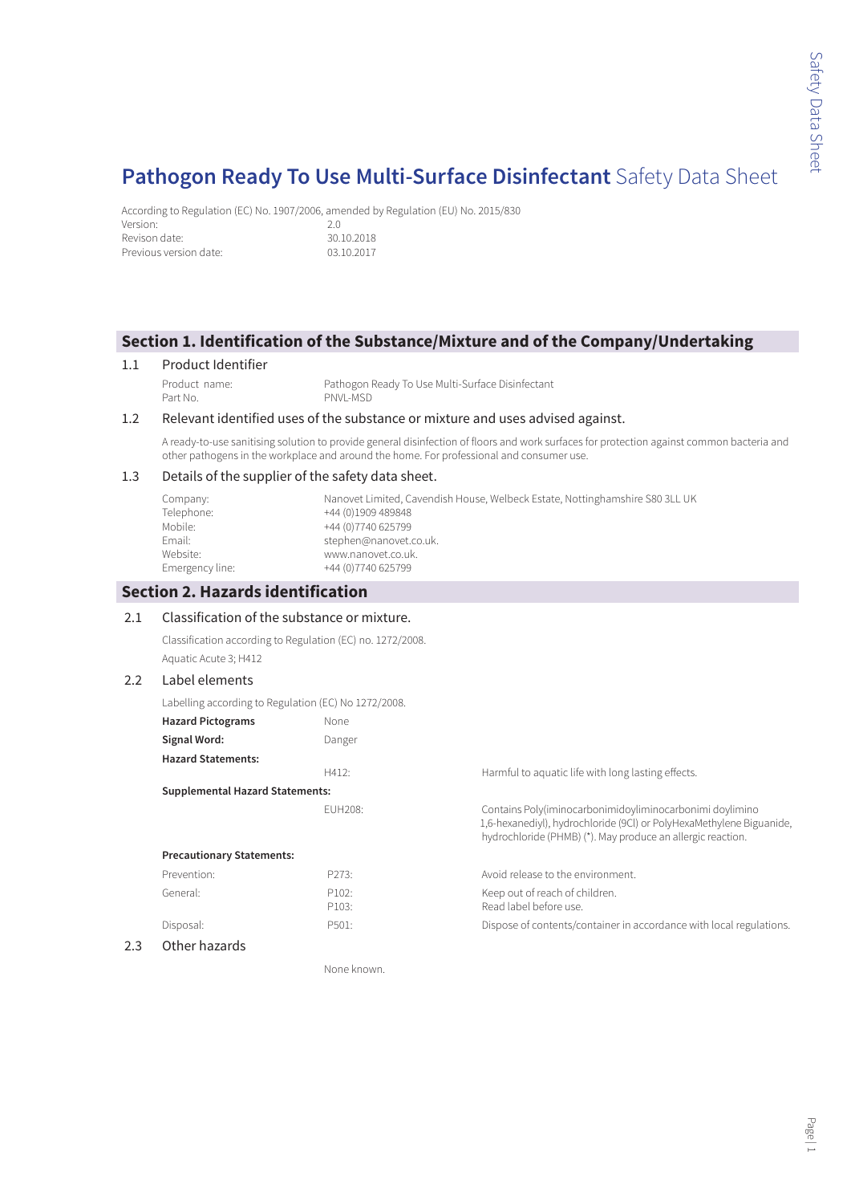# **Pathogon Ready To Use Multi-Surface Disinfectant** Safety Data Sheet

According to Regulation (EC) No. 1907/2006, amended by Regulation (EU) No. 2015/830

| | |
|---|---|
| Version: | 2.0 |
| Revison date: | 30.10.2018 |
| Previous version date: | 03.10.2017 |

## Section 1. Identification of the Substance/Mixture and of the Company/Undertaking

### 1.1 Product Identifier

| | |
|---|---|
| Product name: | Pathogon Ready To Use Multi-Surface Disinfectant |
| Part No. | PNVL-MSD |

### 1.2 Relevant identified uses of the substance or mixture and uses advised against.

A ready-to-use sanitising solution to provide general disinfection of floors and work surfaces for protection against common bacteria and other pathogens in the workplace and around the home. For professional and consumer use.

### 1.3 Details of the supplier of the safety data sheet.

| | |
|---|---|
| Company: | Nanovet Limited, Cavendish House, Welbeck Estate, Nottinghamshire S80 3LL UK |
| Telephone: | +44 (0)1909 489848 |
| Mobile: | +44 (0)7740 625799 |
| Email: | stephen@nanovet.co.uk. |
| Website: | www.nanovet.co.uk. |
| Emergency line: | +44 (0)7740 625799 |

## Section 2. Hazards identification

### 2.1 Classification of the substance or mixture.

Classification according to Regulation (EC) no. 1272/2008.

Aquatic Acute 3; H412

### 2.2 Label elements

Labelling according to Regulation (EC) No 1272/2008.

| | | |
|---|---|---|
| **Hazard Pictograms** | None | |
| **Signal Word:** | Danger | |
| **Hazard Statements:** | | |
| | H412: | Harmful to aquatic life with long lasting effects. |
| **Supplemental Hazard Statements:** | | |
| | EUH208: | Contains Poly(iminocarbonimidoyliminocarbonimi doylimino 1,6-hexanediyl), hydrochloride (9Cl) or PolyHexaMethylene Biguanide, hydrochloride (PHMB) (*). May produce an allergic reaction. |
| **Precautionary Statements:** | | |
| Prevention: | P273: | Avoid release to the environment. |
| General: | P102: | Keep out of reach of children. |
| | P103: | Read label before use. |
| Disposal: | P501: | Dispose of contents/container in accordance with local regulations. |

### 2.3 Other hazards

None known.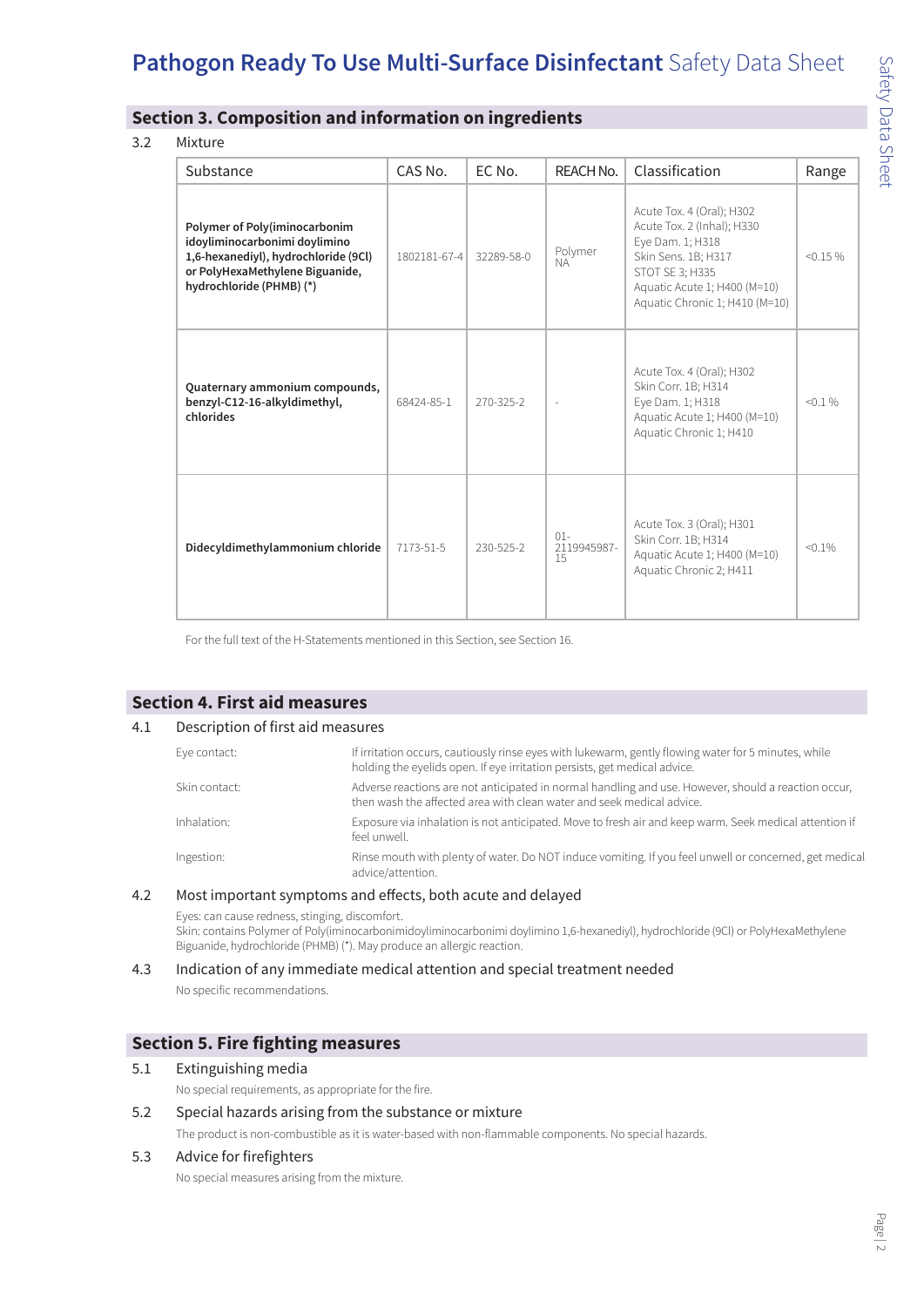## Section 3. Composition and information on ingredients

3.2 Mixture

| Substance | CAS No. | EC No. | REACH No. | Classification | Range |
|---|---|---|---|---|---|
| **Polymer of Poly(iminocarbonim idoyliminocarbonimi doylimino 1,6-hexanediyl), hydrochloride (9Cl) or PolyHexaMethylene Biguanide, hydrochloride (PHMB) (*)** | 1802181-67-4 | 32289-58-0 | Polymer NA | Acute Tox. 4 (Oral); H302<br>Acute Tox. 2 (Inhal); H330<br>Eye Dam. 1; H318<br>Skin Sens. 1B; H317<br>STOT SE 3; H335<br>Aquatic Acute 1; H400 (M=10)<br>Aquatic Chronic 1; H410 (M=10) | <0.15 % |
| **Quaternary ammonium compounds, benzyl-C12-16-alkyldimethyl, chlorides** | 68424-85-1 | 270-325-2 | - | Acute Tox. 4 (Oral); H302<br>Skin Corr. 1B; H314<br>Eye Dam. 1; H318<br>Aquatic Acute 1; H400 (M=10)<br>Aquatic Chronic 1; H410 | <0.1 % |
| **Didecyldimethylammonium chloride** | 7173-51-5 | 230-525-2 | 01-2119945987-15 | Acute Tox. 3 (Oral); H301<br>Skin Corr. 1B; H314<br>Aquatic Acute 1; H400 (M=10)<br>Aquatic Chronic 2; H411 | <0.1% |

For the full text of the H-Statements mentioned in this Section, see Section 16.

## Section 4. First aid measures

4.1 Description of first aid measures

Eye contact: If irritation occurs, cautiously rinse eyes with lukewarm, gently flowing water for 5 minutes, while holding the eyelids open. If eye irritation persists, get medical advice.

Skin contact: Adverse reactions are not anticipated in normal handling and use. However, should a reaction occur, then wash the affected area with clean water and seek medical advice.

Inhalation: Exposure via inhalation is not anticipated. Move to fresh air and keep warm. Seek medical attention if feel unwell.

Ingestion: Rinse mouth with plenty of water. Do NOT induce vomiting. If you feel unwell or concerned, get medical advice/attention.

4.2 Most important symptoms and effects, both acute and delayed

Eyes: can cause redness, stinging, discomfort.
Skin: contains Polymer of Poly(iminocarbonimidoyliminocarbonimi doylimino 1,6-hexanediyl), hydrochloride (9Cl) or PolyHexaMethylene Biguanide, hydrochloride (PHMB) (*). May produce an allergic reaction.

4.3 Indication of any immediate medical attention and special treatment needed

No specific recommendations.

## Section 5. Fire fighting measures

5.1 Extinguishing media

No special requirements, as appropriate for the fire.

5.2 Special hazards arising from the substance or mixture

The product is non-combustible as it is water-based with non-flammable components. No special hazards.

5.3 Advice for firefighters

No special measures arising from the mixture.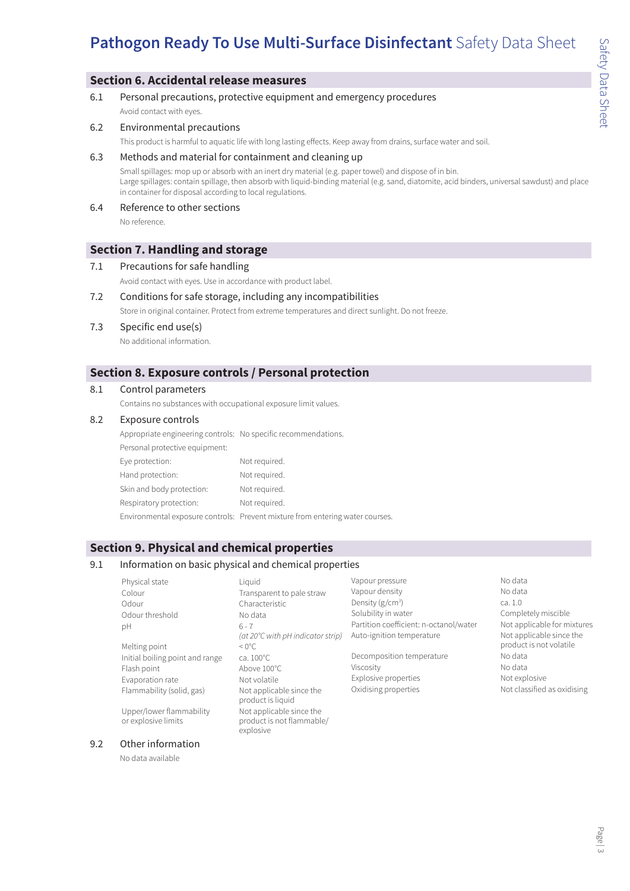# Pathogon Ready To Use Multi-Surface Disinfectant Safety Data Sheet

## Section 6. Accidental release measures

### 6.1 Personal precautions, protective equipment and emergency procedures

Avoid contact with eyes.

### 6.2 Environmental precautions

This product is harmful to aquatic life with long lasting effects. Keep away from drains, surface water and soil.

### 6.3 Methods and material for containment and cleaning up

Small spillages: mop up or absorb with an inert dry material (e.g. paper towel) and dispose of in bin.
Large spillages: contain spillage, then absorb with liquid-binding material (e.g. sand, diatomite, acid binders, universal sawdust) and place in container for disposal according to local regulations.

### 6.4 Reference to other sections

No reference.

## Section 7. Handling and storage

### 7.1 Precautions for safe handling

Avoid contact with eyes. Use in accordance with product label.

### 7.2 Conditions for safe storage, including any incompatibilities

Store in original container. Protect from extreme temperatures and direct sunlight. Do not freeze.

### 7.3 Specific end use(s)

No additional information.

## Section 8. Exposure controls / Personal protection

### 8.1 Control parameters

Contains no substances with occupational exposure limit values.

### 8.2 Exposure controls

| | |
|---|---|
| Appropriate engineering controls: | No specific recommendations. |
| Personal protective equipment: | |
| Eye protection: | Not required. |
| Hand protection: | Not required. |
| Skin and body protection: | Not required. |
| Respiratory protection: | Not required. |
| Environmental exposure controls: | Prevent mixture from entering water courses. |

## Section 9. Physical and chemical properties

### 9.1 Information on basic physical and chemical properties

| Property | Value |
|---|---|
| Physical state | Liquid |
| Colour | Transparent to pale straw |
| Odour | Characteristic |
| Odour threshold | No data |
| pH | 6 - 7 *(at 20°C with pH indicator strip)* |
| Melting point | < 0°C |
| Initial boiling point and range | ca. 100°C |
| Flash point | Above 100°C |
| Evaporation rate | Not volatile |
| Flammability (solid, gas) | Not applicable since the product is liquid |
| Upper/lower flammability or explosive limits | Not applicable since the product is not flammable/ explosive |
| Vapour pressure | No data |
| Vapour density | No data |
| Density (g/cm$^3$) | ca. 1.0 |
| Solubility in water | Completely miscible |
| Partition coefficient: n-octanol/water | Not applicable for mixtures |
| Auto-ignition temperature | Not applicable since the product is not volatile |
| Decomposition temperature | No data |
| Viscosity | No data |
| Explosive properties | Not explosive |
| Oxidising properties | Not classified as oxidising |

### 9.2 Other information

No data available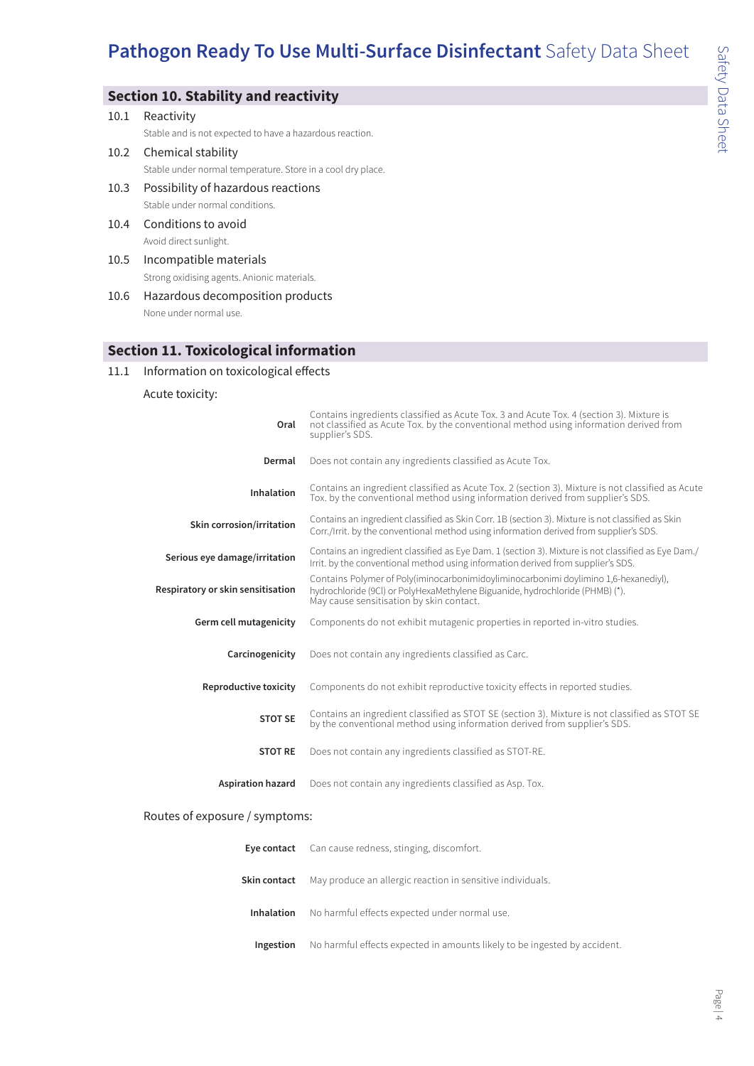## Section 10. Stability and reactivity

**10.1 Reactivity**

Stable and is not expected to have a hazardous reaction.

**10.2 Chemical stability**

Stable under normal temperature. Store in a cool dry place.

**10.3 Possibility of hazardous reactions**

Stable under normal conditions.

**10.4 Conditions to avoid**

Avoid direct sunlight.

**10.5 Incompatible materials**

Strong oxidising agents. Anionic materials.

**10.6 Hazardous decomposition products**

None under normal use.

## Section 11. Toxicological information

**11.1 Information on toxicological effects**

Acute toxicity:

| | |
|---|---|
| **Oral** | Contains ingredients classified as Acute Tox. 3 and Acute Tox. 4 (section 3). Mixture is not classified as Acute Tox. by the conventional method using information derived from supplier's SDS. |
| **Dermal** | Does not contain any ingredients classified as Acute Tox. |
| **Inhalation** | Contains an ingredient classified as Acute Tox. 2 (section 3). Mixture is not classified as Acute Tox. by the conventional method using information derived from supplier's SDS. |
| **Skin corrosion/irritation** | Contains an ingredient classified as Skin Corr. 1B (section 3). Mixture is not classified as Skin Corr./Irrit. by the conventional method using information derived from supplier's SDS. |
| **Serious eye damage/irritation** | Contains an ingredient classified as Eye Dam. 1 (section 3). Mixture is not classified as Eye Dam./Irrit. by the conventional method using information derived from supplier's SDS. |
| **Respiratory or skin sensitisation** | Contains Polymer of Poly(iminocarbonimidoyliminocarbonimi doylimino 1,6-hexanediyl), hydrochloride (9Cl) or PolyHexaMethylene Biguanide, hydrochloride (PHMB) (*). May cause sensitisation by skin contact. |
| **Germ cell mutagenicity** | Components do not exhibit mutagenic properties in reported in-vitro studies. |
| **Carcinogenicity** | Does not contain any ingredients classified as Carc. |
| **Reproductive toxicity** | Components do not exhibit reproductive toxicity effects in reported studies. |
| **STOT SE** | Contains an ingredient classified as STOT SE (section 3). Mixture is not classified as STOT SE by the conventional method using information derived from supplier's SDS. |
| **STOT RE** | Does not contain any ingredients classified as STOT-RE. |
| **Aspiration hazard** | Does not contain any ingredients classified as Asp. Tox. |

Routes of exposure / symptoms:

| | |
|---|---|
| **Eye contact** | Can cause redness, stinging, discomfort. |
| **Skin contact** | May produce an allergic reaction in sensitive individuals. |
| **Inhalation** | No harmful effects expected under normal use. |
| **Ingestion** | No harmful effects expected in amounts likely to be ingested by accident. |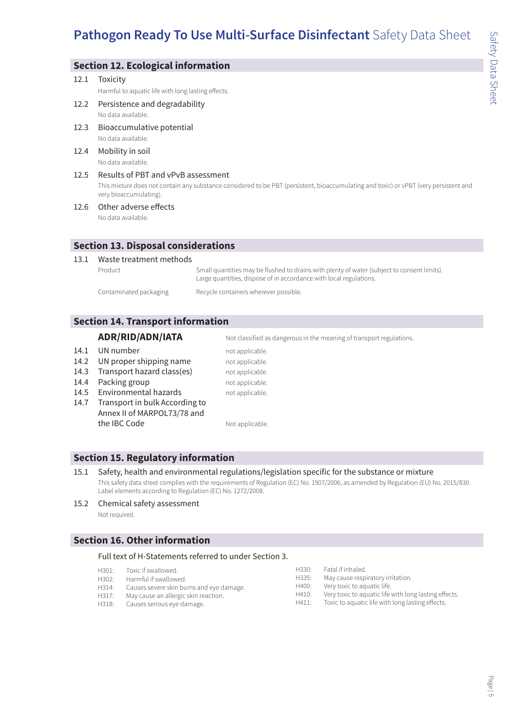## Section 12. Ecological information

### 12.1 Toxicity

Harmful to aquatic life with long lasting effects.

### 12.2 Persistence and degradability

No data available.

### 12.3 Bioaccumulative potential

No data available.

### 12.4 Mobility in soil

No data available.

### 12.5 Results of PBT and vPvB assessment

This mixture does not contain any substance considered to be PBT (persistent, bioaccumulating and toxic) or vPBT (very persistent and very bioaccumulating).

### 12.6 Other adverse effects

No data available.

## Section 13. Disposal considerations

### 13.1 Waste treatment methods

| | |
|---|---|
| Product | Small quantities may be flushed to drains with plenty of water (subject to consent limits). Large quantities, dispose of in accordance with local regulations. |
| Contaminated packaging | Recycle containers wherever possible. |

## Section 14. Transport information

| | ADR/RID/ADN/IATA | Not classified as dangerous in the meaning of transport regulations. |
|---|---|---|
| 14.1 | UN number | not applicable. |
| 14.2 | UN proper shipping name | not applicable. |
| 14.3 | Transport hazard class(es) | not applicable. |
| 14.4 | Packing group | not applicable. |
| 14.5 | Environmental hazards | not applicable. |
| 14.7 | Transport in bulk According to Annex II of MARPOL73/78 and the IBC Code | Not applicable. |

## Section 15. Regulatory information

### 15.1 Safety, health and environmental regulations/legislation specific for the substance or mixture

This safety data sheet complies with the requirements of Regulation (EC) No. 1907/2006, as amended by Regulation (EU) No. 2015/830. Label elements according to Regulation (EC) No. 1272/2008.

### 15.2 Chemical safety assessment

Not required.

## Section 16. Other information

Full text of H-Statements referred to under Section 3.

H301: Toxic if swallowed.
H302: Harmful if swallowed.
H314: Causes severe skin burns and eye damage.
H317: May cause an allergic skin reaction.
H318: Causes serious eye damage.
H330: Fatal if inhaled.
H335: May cause respiratory irritation.
H400: Very toxic to aquatic life.
H410: Very toxic to aquatic life with long lasting effects.
H411: Toxic to aquatic life with long lasting effects.